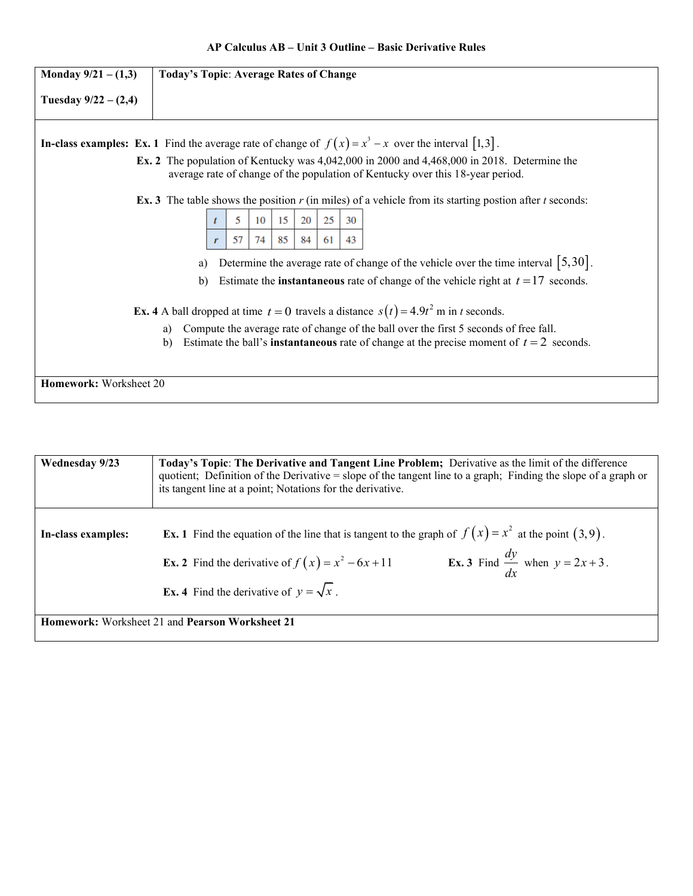# AP Calculus AB – Unit 3 Outline – Basic Derivative Rules

| Monday 9/21 – (1,3)<br><br>Tuesday 9/22 – (2,4) | Today's Topic: **Average Rates of Change** |
|---|---|

**In-class examples:** **Ex. 1** Find the average rate of change of $f(x) = x^3 - x$ over the interval $[1,3]$.

**Ex. 2** The population of Kentucky was 4,042,000 in 2000 and 4,468,000 in 2018. Determine the average rate of change of the population of Kentucky over this 18-year period.

**Ex. 3** The table shows the position *r* (in miles) of a vehicle from its starting postion after *t* seconds:

| *t* | 5 | 10 | 15 | 20 | 25 | 30 |
|---|---|---|---|---|---|---|
| *r* | 57 | 74 | 85 | 84 | 61 | 43 |

a) Determine the average rate of change of the vehicle over the time interval $[5,30]$.

b) Estimate the **instantaneous** rate of change of the vehicle right at $t = 17$ seconds.

**Ex. 4** A ball dropped at time $t = 0$ travels a distance $s(t) = 4.9t^2$ m in *t* seconds.

a) Compute the average rate of change of the ball over the first 5 seconds of free fall.

b) Estimate the ball's **instantaneous** rate of change at the precise moment of $t = 2$ seconds.

**Homework:** Worksheet 20

| Wednesday 9/23 | **Today's Topic**: **The Derivative and Tangent Line Problem;** Derivative as the limit of the difference quotient; Definition of the Derivative = slope of the tangent line to a graph; Finding the slope of a graph or its tangent line at a point; Notations for the derivative. |
|---|---|

**In-class examples:**

**Ex. 1** Find the equation of the line that is tangent to the graph of $f(x) = x^2$ at the point $(3,9)$.

**Ex. 2** Find the derivative of $f(x) = x^2 - 6x + 11$

**Ex. 3** Find $\frac{dy}{dx}$ when $y = 2x + 3$.

**Ex. 4** Find the derivative of $y = \sqrt{x}$.

**Homework:** Worksheet 21 and **Pearson Worksheet 21**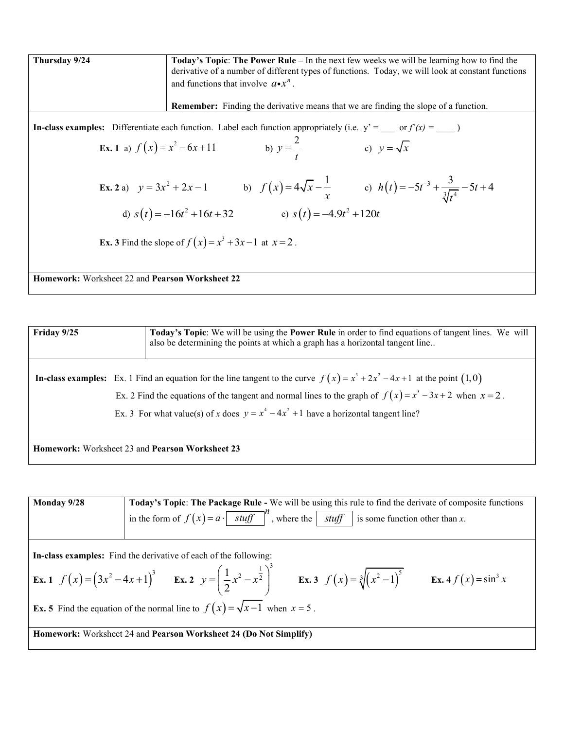| Thursday 9/24 | **Today's Topic**: **The Power Rule –** In the next few weeks we will be learning how to find the derivative of a number of different types of functions. Today, we will look at constant functions and functions that involve $a \bullet x^n$. <br><br> **Remember:** Finding the derivative means that we are finding the slope of a function. |
|---|---|

**In-class examples:** Differentiate each function. Label each function appropriately (i.e. y' = ___ or *f'(x)* = ____ )

**Ex. 1** a) $f(x) = x^2 - 6x + 11$ b) $y = \dfrac{2}{t}$ c) $y = \sqrt{x}$

**Ex. 2** a) $y = 3x^2 + 2x - 1$ b) $f(x) = 4\sqrt{x} - \dfrac{1}{x}$ c) $h(t) = -5t^{-3} + \dfrac{3}{\sqrt[3]{t^4}} - 5t + 4$

d) $s(t) = -16t^2 + 16t + 32$ e) $s(t) = -4.9t^2 + 120t$

**Ex. 3** Find the slope of $f(x) = x^3 + 3x - 1$ at $x = 2$.

**Homework:** Worksheet 22 and **Pearson Worksheet 22**

---

| Friday 9/25 | **Today's Topic**: We will be using the **Power Rule** in order to find equations of tangent lines. We will also be determining the points at which a graph has a horizontal tangent line.. |
|---|---|

**In-class examples:** Ex. 1 Find an equation for the line tangent to the curve $f(x) = x^3 + 2x^2 - 4x + 1$ at the point $(1, 0)$

Ex. 2 Find the equations of the tangent and normal lines to the graph of $f(x) = x^3 - 3x + 2$ when $x = 2$.

Ex. 3 For what value(s) of *x* does $y = x^4 - 4x^2 + 1$ have a horizontal tangent line?

**Homework:** Worksheet 23 and **Pearson Worksheet 23**

---

| Monday 9/28 | **Today's Topic**: **The Package Rule -** We will be using this rule to find the derivate of composite functions in the form of $f(x) = a \cdot \boxed{\textit{stuff}}^{\,n}$, where the $\boxed{\textit{stuff}}$ is some function other than *x*. |
|---|---|

**In-class examples:** Find the derivative of each of the following:

**Ex. 1** $f(x) = \left(3x^2 - 4x + 1\right)^3$ **Ex. 2** $y = \left(\dfrac{1}{2}x^2 - x^{\frac{1}{2}}\right)^3$ **Ex. 3** $f(x) = \sqrt[3]{\left(x^2 - 1\right)^5}$ **Ex. 4** $f(x) = \sin^3 x$

**Ex. 5** Find the equation of the normal line to $f(x) = \sqrt{x - 1}$ when $x = 5$.

**Homework:** Worksheet 24 and **Pearson Worksheet 24 (Do Not Simplify)**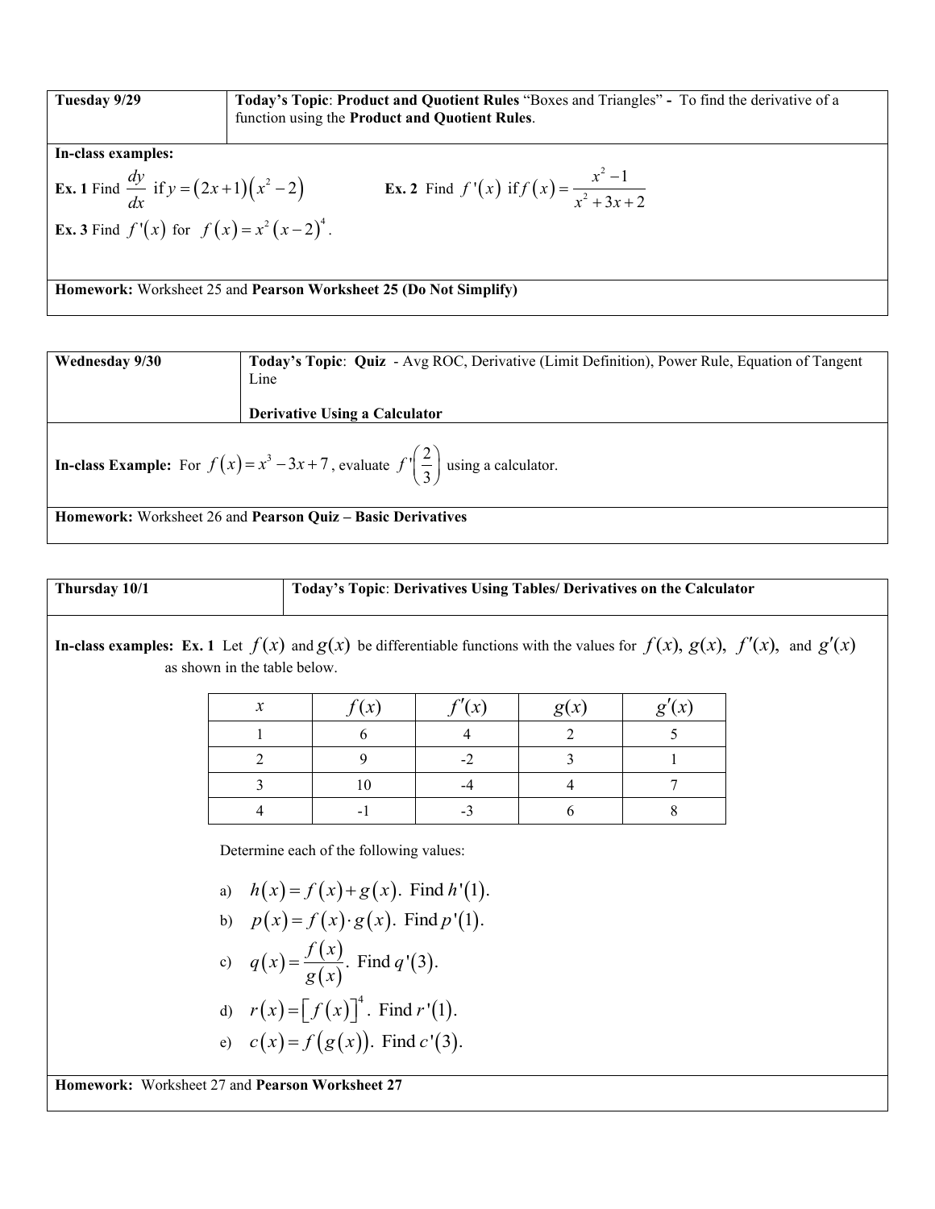**Tuesday 9/29**

**Today's Topic**: **Product and Quotient Rules** "Boxes and Triangles" **-** To find the derivative of a function using the **Product and Quotient Rules**.

**In-class examples:**

**Ex. 1** Find $\frac{dy}{dx}$ if $y = (2x+1)(x^2-2)$

**Ex. 2** Find $f'(x)$ if $f(x) = \frac{x^2-1}{x^2+3x+2}$

**Ex. 3** Find $f'(x)$ for $f(x) = x^2(x-2)^4$.

**Homework:** Worksheet 25 and **Pearson Worksheet 25 (Do Not Simplify)**

---

**Wednesday 9/30**

**Today's Topic**: **Quiz** - Avg ROC, Derivative (Limit Definition), Power Rule, Equation of Tangent Line

**Derivative Using a Calculator**

**In-class Example:** For $f(x) = x^3 - 3x + 7$, evaluate $f'\left(\frac{2}{3}\right)$ using a calculator.

**Homework:** Worksheet 26 and **Pearson Quiz – Basic Derivatives**

---

**Thursday 10/1**

**Today's Topic**: **Derivatives Using Tables/ Derivatives on the Calculator**

**In-class examples: Ex. 1** Let $f(x)$ and $g(x)$ be differentiable functions with the values for $f(x)$, $g(x)$, $f'(x)$, and $g'(x)$ as shown in the table below.

| $x$ | $f(x)$ | $f'(x)$ | $g(x)$ | $g'(x)$ |
|---|---|---|---|---|
| 1 | 6 | 4 | 2 | 5 |
| 2 | 9 | -2 | 3 | 1 |
| 3 | 10 | -4 | 4 | 7 |
| 4 | -1 | -3 | 6 | 8 |

Determine each of the following values:

a) $h(x) = f(x) + g(x)$. Find $h'(1)$.

b) $p(x) = f(x) \cdot g(x)$. Find $p'(1)$.

c) $q(x) = \frac{f(x)}{g(x)}$. Find $q'(3)$.

d) $r(x) = [f(x)]^4$. Find $r'(1)$.

e) $c(x) = f(g(x))$. Find $c'(3)$.

**Homework:** Worksheet 27 and **Pearson Worksheet 27**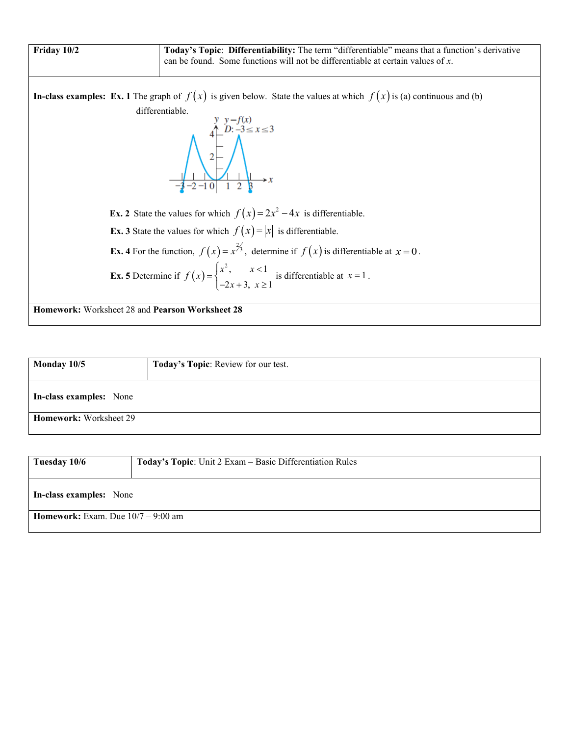| **Friday 10/2** | **Today's Topic**: **Differentiability:** The term "differentiable" means that a function's derivative can be found. Some functions will not be differentiable at certain values of $x$. |
|---|---|

**In-class examples:** **Ex. 1** The graph of $f(x)$ is given below. State the values at which $f(x)$ is (a) continuous and (b) differentiable.

y $y = f(x)$

$D: -3 \le x \le 3$

4

2

−3 −2 −1 0 1 2 3 x

**Ex. 2** State the values for which $f(x) = 2x^2 - 4x$ is differentiable.

**Ex. 3** State the values for which $f(x) = |x|$ is differentiable.

**Ex. 4** For the function, $f(x) = x^{2/3}$, determine if $f(x)$ is differentiable at $x = 0$.

**Ex. 5** Determine if $f(x) = \begin{cases} x^2, & x < 1 \\ -2x + 3, & x \ge 1 \end{cases}$ is differentiable at $x = 1$.

**Homework:** Worksheet 28 and **Pearson Worksheet 28**

| **Monday 10/5** | **Today's Topic**: Review for our test. |
|---|---|

**In-class examples:** None

**Homework:** Worksheet 29

| **Tuesday 10/6** | **Today's Topic**: Unit 2 Exam – Basic Differentiation Rules |
|---|---|

**In-class examples:** None

**Homework:** Exam. Due 10/7 – 9:00 am